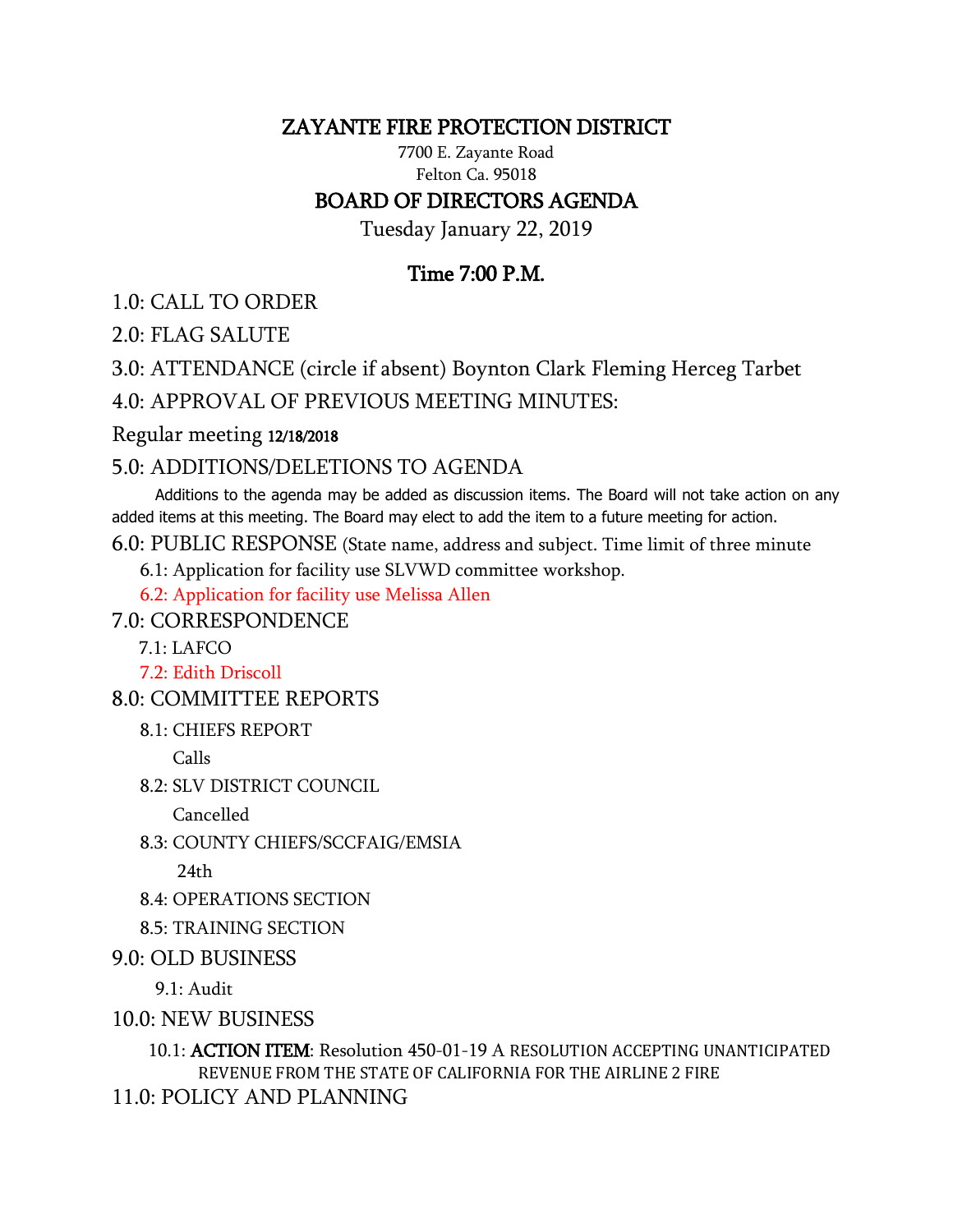# ZAYANTE FIRE PROTECTION DISTRICT

7700 E. Zayante Road
Felton Ca. 95018

## BOARD OF DIRECTORS AGENDA

Tuesday January 22, 2019

### Time 7:00 P.M.

1.0: CALL TO ORDER

2.0: FLAG SALUTE

3.0: ATTENDANCE (circle if absent) Boynton Clark Fleming Herceg Tarbet

4.0: APPROVAL OF PREVIOUS MEETING MINUTES:

Regular meeting 12/18/2018

5.0: ADDITIONS/DELETIONS TO AGENDA

Additions to the agenda may be added as discussion items. The Board will not take action on any added items at this meeting. The Board may elect to add the item to a future meeting for action.

6.0: PUBLIC RESPONSE (State name, address and subject. Time limit of three minute

- 6.1: Application for facility use SLVWD committee workshop.
- 6.2: Application for facility use Melissa Allen

7.0: CORRESPONDENCE

- 7.1: LAFCO
- 7.2: Edith Driscoll

8.0: COMMITTEE REPORTS

- 8.1: CHIEFS REPORT

  Calls

- 8.2: SLV DISTRICT COUNCIL

  Cancelled

- 8.3: COUNTY CHIEFS/SCCFAIG/EMSIA

  24th

- 8.4: OPERATIONS SECTION
- 8.5: TRAINING SECTION

9.0: OLD BUSINESS

- 9.1: Audit

10.0: NEW BUSINESS

- 10.1: **ACTION ITEM**: Resolution 450-01-19 A RESOLUTION ACCEPTING UNANTICIPATED REVENUE FROM THE STATE OF CALIFORNIA FOR THE AIRLINE 2 FIRE

11.0: POLICY AND PLANNING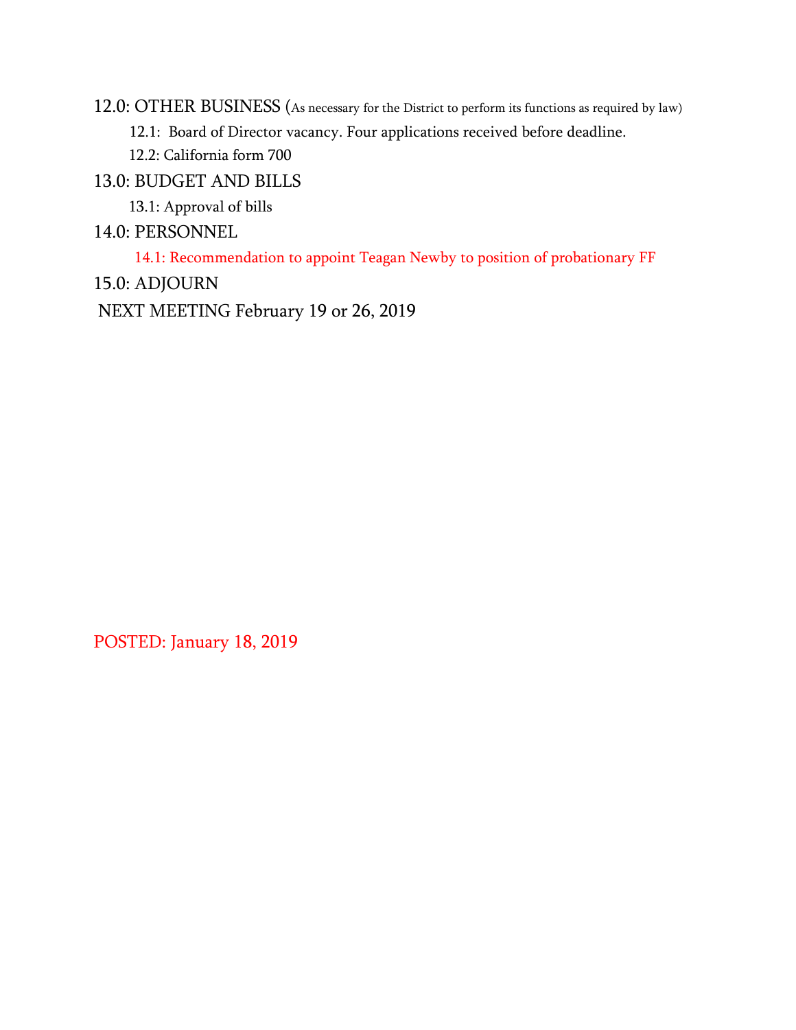12.0: OTHER BUSINESS (As necessary for the District to perform its functions as required by law)

- 12.1: Board of Director vacancy. Four applications received before deadline.
- 12.2: California form 700

13.0: BUDGET AND BILLS

- 13.1: Approval of bills

14.0: PERSONNEL

- 14.1: Recommendation to appoint Teagan Newby to position of probationary FF

15.0: ADJOURN

NEXT MEETING February 19 or 26, 2019

POSTED: January 18, 2019